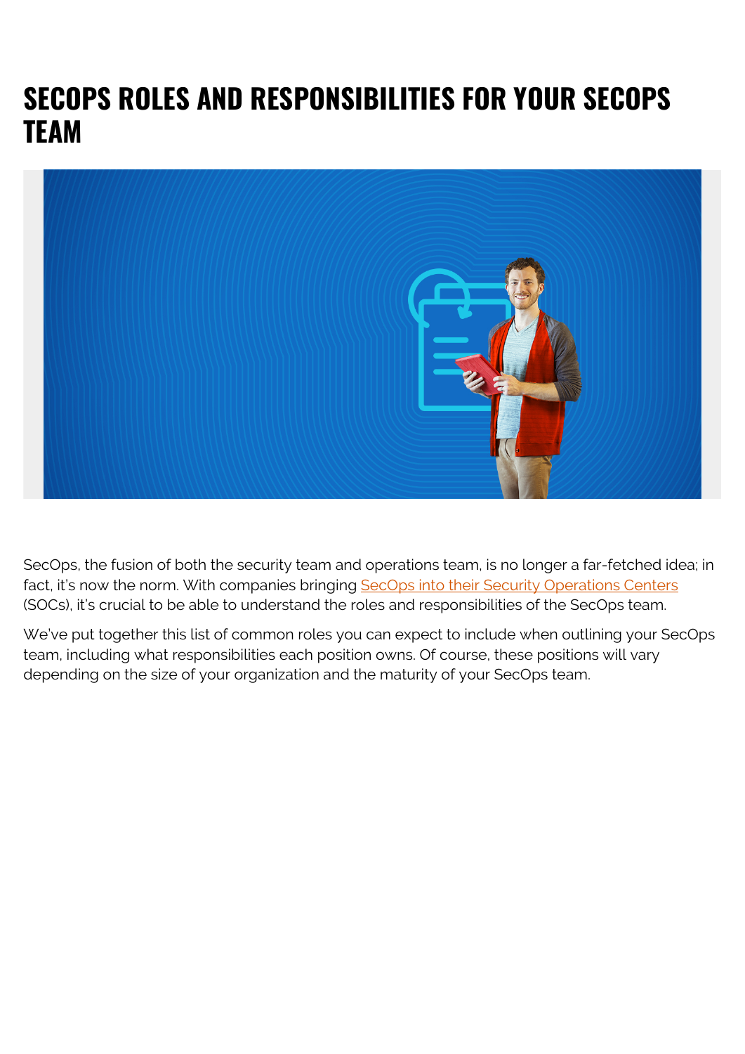# SECOPS ROLES AND RESPONSIBILITIES FOR YOUR SECOPS TEAM

SecOps, the fusion of both the security team and operations team, is no longer a far-fetched idea; in fact, it's now the norm. With companies bringing SecOps into their Security Operations Centers (SOCs), it's crucial to be able to understand the roles and responsibilities of the SecOps team.

We've put together this list of common roles you can expect to include when outlining your SecOps team, including what responsibilities each position owns. Of course, these positions will vary depending on the size of your organization and the maturity of your SecOps team.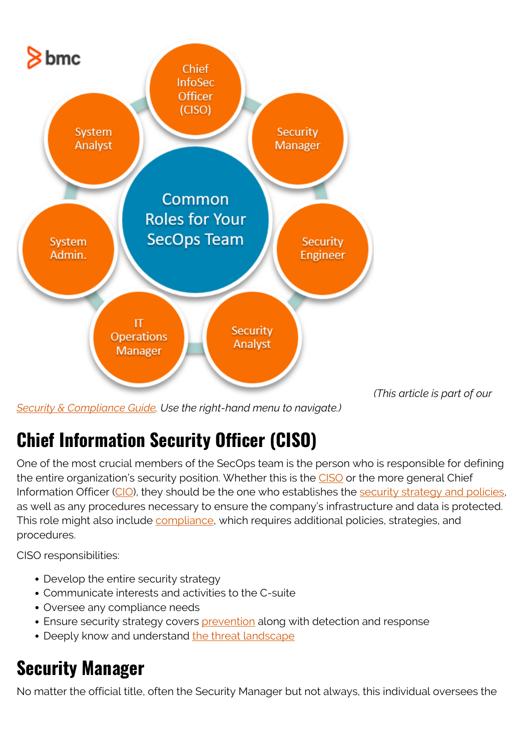*(This article is part of our [Security & Compliance Guide](). Use the right-hand menu to navigate.)*

## Chief Information Security Officer (CISO)

One of the most crucial members of the SecOps team is the person who is responsible for defining the entire organization's security position. Whether this is the [CISO]() or the more general Chief Information Officer ([CIO]()), they should be the one who establishes the [security strategy and policies](), as well as any procedures necessary to ensure the company's infrastructure and data is protected. This role might also include [compliance](), which requires additional policies, strategies, and procedures.

CISO responsibilities:

- Develop the entire security strategy
- Communicate interests and activities to the C-suite
- Oversee any compliance needs
- Ensure security strategy covers [prevention]() along with detection and response
- Deeply know and understand [the threat landscape]()

## Security Manager

No matter the official title, often the Security Manager but not always, this individual oversees the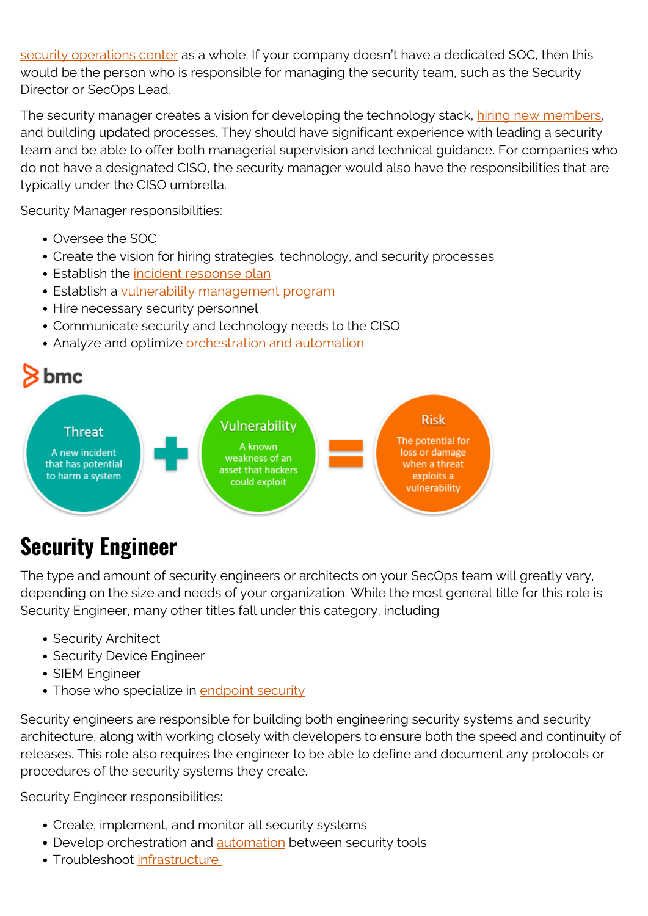security operations center as a whole. If your company doesn't have a dedicated SOC, then this would be the person who is responsible for managing the security team, such as the Security Director or SecOps Lead.

The security manager creates a vision for developing the technology stack, hiring new members, and building updated processes. They should have significant experience with leading a security team and be able to offer both managerial supervision and technical guidance. For companies who do not have a designated CISO, the security manager would also have the responsibilities that are typically under the CISO umbrella.

Security Manager responsibilities:

- Oversee the SOC
- Create the vision for hiring strategies, technology, and security processes
- Establish the incident response plan
- Establish a vulnerability management program
- Hire necessary security personnel
- Communicate security and technology needs to the CISO
- Analyze and optimize orchestration and automation

bmc

Threat: A new incident that has potential to harm a system + Vulnerability: A known weakness of an asset that hackers could exploit = Risk: The potential for loss or damage when a threat exploits a vulnerability

## Security Engineer

The type and amount of security engineers or architects on your SecOps team will greatly vary, depending on the size and needs of your organization. While the most general title for this role is Security Engineer, many other titles fall under this category, including

- Security Architect
- Security Device Engineer
- SIEM Engineer
- Those who specialize in endpoint security

Security engineers are responsible for building both engineering security systems and security architecture, along with working closely with developers to ensure both the speed and continuity of releases. This role also requires the engineer to be able to define and document any protocols or procedures of the security systems they create.

Security Engineer responsibilities:

- Create, implement, and monitor all security systems
- Develop orchestration and automation between security tools
- Troubleshoot infrastructure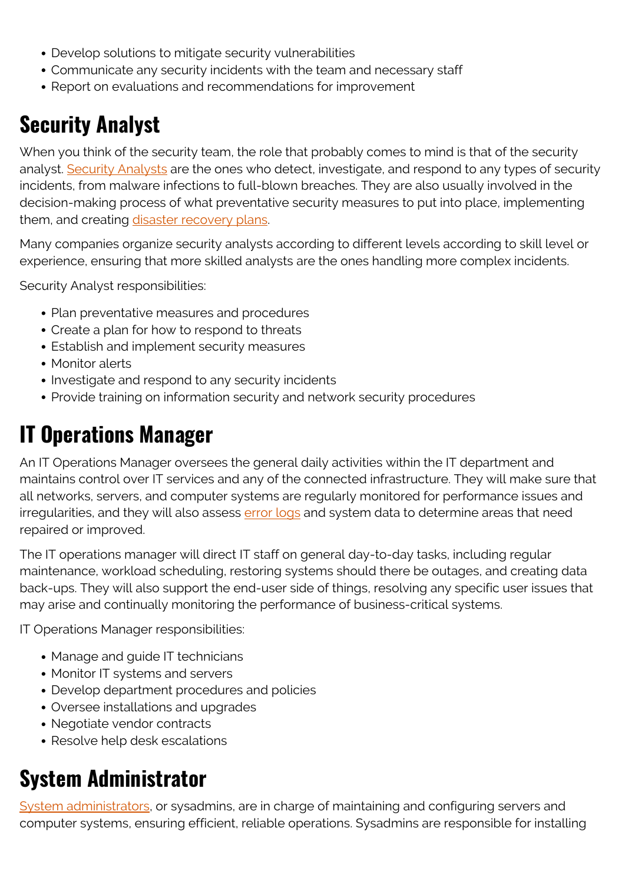- Develop solutions to mitigate security vulnerabilities
- Communicate any security incidents with the team and necessary staff
- Report on evaluations and recommendations for improvement

## Security Analyst

When you think of the security team, the role that probably comes to mind is that of the security analyst. Security Analysts are the ones who detect, investigate, and respond to any types of security incidents, from malware infections to full-blown breaches. They are also usually involved in the decision-making process of what preventative security measures to put into place, implementing them, and creating disaster recovery plans.

Many companies organize security analysts according to different levels according to skill level or experience, ensuring that more skilled analysts are the ones handling more complex incidents.

Security Analyst responsibilities:

- Plan preventative measures and procedures
- Create a plan for how to respond to threats
- Establish and implement security measures
- Monitor alerts
- Investigate and respond to any security incidents
- Provide training on information security and network security procedures

## IT Operations Manager

An IT Operations Manager oversees the general daily activities within the IT department and maintains control over IT services and any of the connected infrastructure. They will make sure that all networks, servers, and computer systems are regularly monitored for performance issues and irregularities, and they will also assess error logs and system data to determine areas that need repaired or improved.

The IT operations manager will direct IT staff on general day-to-day tasks, including regular maintenance, workload scheduling, restoring systems should there be outages, and creating data back-ups. They will also support the end-user side of things, resolving any specific user issues that may arise and continually monitoring the performance of business-critical systems.

IT Operations Manager responsibilities:

- Manage and guide IT technicians
- Monitor IT systems and servers
- Develop department procedures and policies
- Oversee installations and upgrades
- Negotiate vendor contracts
- Resolve help desk escalations

## System Administrator

System administrators, or sysadmins, are in charge of maintaining and configuring servers and computer systems, ensuring efficient, reliable operations. Sysadmins are responsible for installing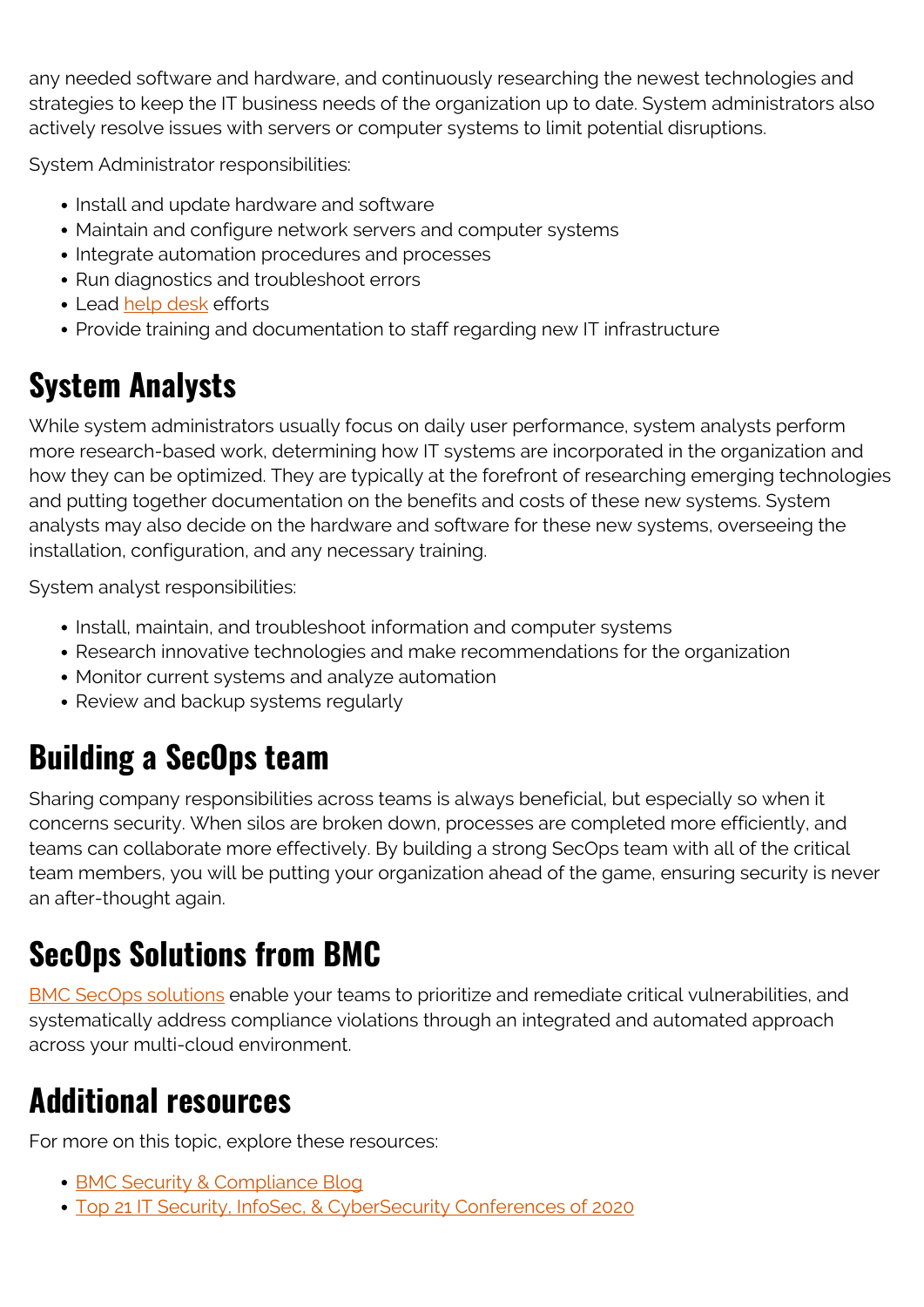any needed software and hardware, and continuously researching the newest technologies and strategies to keep the IT business needs of the organization up to date. System administrators also actively resolve issues with servers or computer systems to limit potential disruptions.

System Administrator responsibilities:

- Install and update hardware and software
- Maintain and configure network servers and computer systems
- Integrate automation procedures and processes
- Run diagnostics and troubleshoot errors
- Lead help desk efforts
- Provide training and documentation to staff regarding new IT infrastructure

## System Analysts

While system administrators usually focus on daily user performance, system analysts perform more research-based work, determining how IT systems are incorporated in the organization and how they can be optimized. They are typically at the forefront of researching emerging technologies and putting together documentation on the benefits and costs of these new systems. System analysts may also decide on the hardware and software for these new systems, overseeing the installation, configuration, and any necessary training.

System analyst responsibilities:

- Install, maintain, and troubleshoot information and computer systems
- Research innovative technologies and make recommendations for the organization
- Monitor current systems and analyze automation
- Review and backup systems regularly

## Building a SecOps team

Sharing company responsibilities across teams is always beneficial, but especially so when it concerns security. When silos are broken down, processes are completed more efficiently, and teams can collaborate more effectively. By building a strong SecOps team with all of the critical team members, you will be putting your organization ahead of the game, ensuring security is never an after-thought again.

## SecOps Solutions from BMC

BMC SecOps solutions enable your teams to prioritize and remediate critical vulnerabilities, and systematically address compliance violations through an integrated and automated approach across your multi-cloud environment.

## Additional resources

For more on this topic, explore these resources:

- BMC Security & Compliance Blog
- Top 21 IT Security, InfoSec, & CyberSecurity Conferences of 2020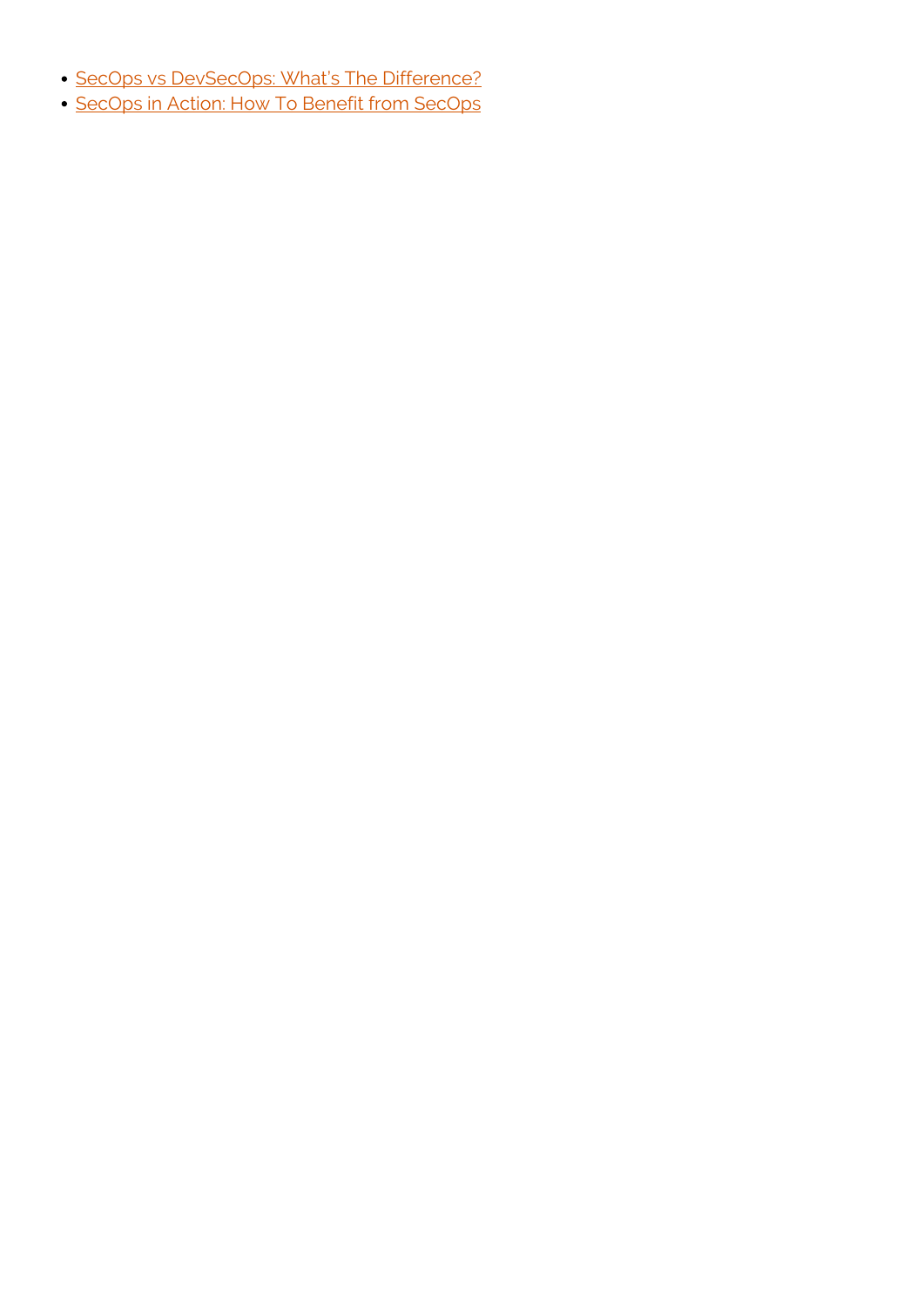- SecOps vs DevSecOps: What's The Difference?
- SecOps in Action: How To Benefit from SecOps